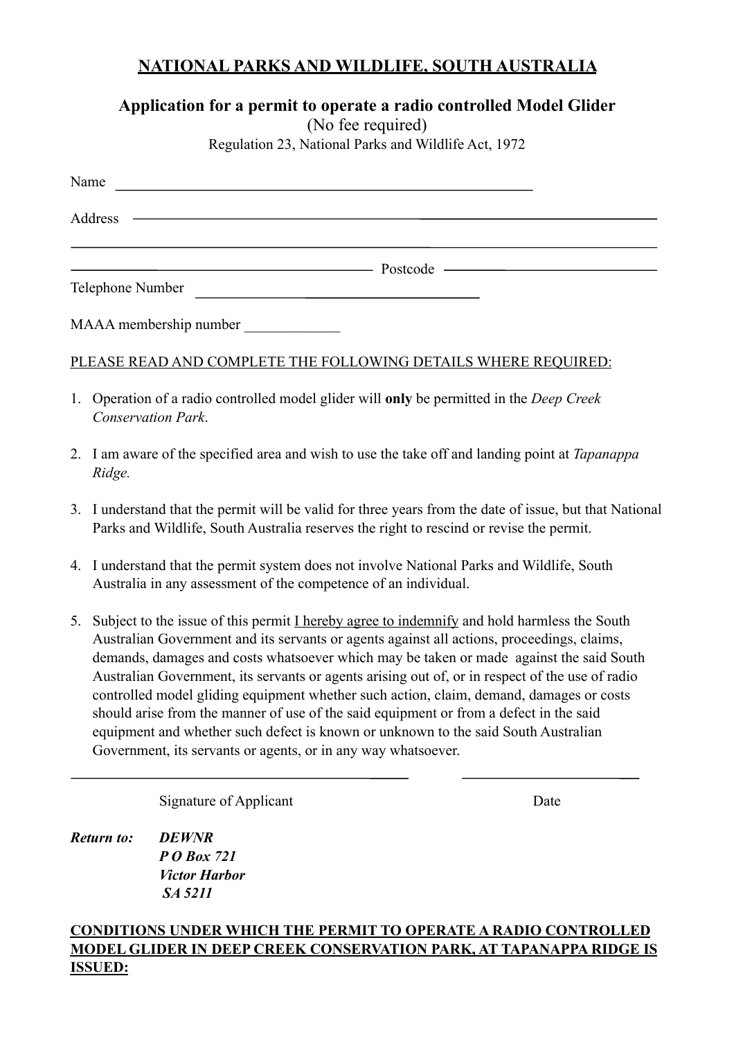# NATIONAL PARKS AND WILDLIFE, SOUTH AUSTRALIA

## Application for a permit to operate a radio controlled Model Glider

(No fee required)

Regulation 23, National Parks and Wildlife Act, 1972

Name ____________________________________________

Address ____________________________________________

____________________________________________

____________________________ Postcode ________________

Telephone Number ______________________________

MAAA membership number _____________

PLEASE READ AND COMPLETE THE FOLLOWING DETAILS WHERE REQUIRED:

1. Operation of a radio controlled model glider will **only** be permitted in the *Deep Creek Conservation Park*.

2. I am aware of the specified area and wish to use the take off and landing point at *Tapanappa Ridge.*

3. I understand that the permit will be valid for three years from the date of issue, but that National Parks and Wildlife, South Australia reserves the right to rescind or revise the permit.

4. I understand that the permit system does not involve National Parks and Wildlife, South Australia in any assessment of the competence of an individual.

5. Subject to the issue of this permit I hereby agree to indemnify and hold harmless the South Australian Government and its servants or agents against all actions, proceedings, claims, demands, damages and costs whatsoever which may be taken or made against the said South Australian Government, its servants or agents arising out of, or in respect of the use of radio controlled model gliding equipment whether such action, claim, demand, damages or costs should arise from the manner of use of the said equipment or from a defect in the said equipment and whether such defect is known or unknown to the said South Australian Government, its servants or agents, or in any way whatsoever.

______________________________ ______________________

Signature of Applicant Date

***Return to:*** ***DEWNR***
***P O Box 721***
***Victor Harbor***
***SA 5211***

**CONDITIONS UNDER WHICH THE PERMIT TO OPERATE A RADIO CONTROLLED MODEL GLIDER IN DEEP CREEK CONSERVATION PARK, AT TAPANAPPA RIDGE IS ISSUED:**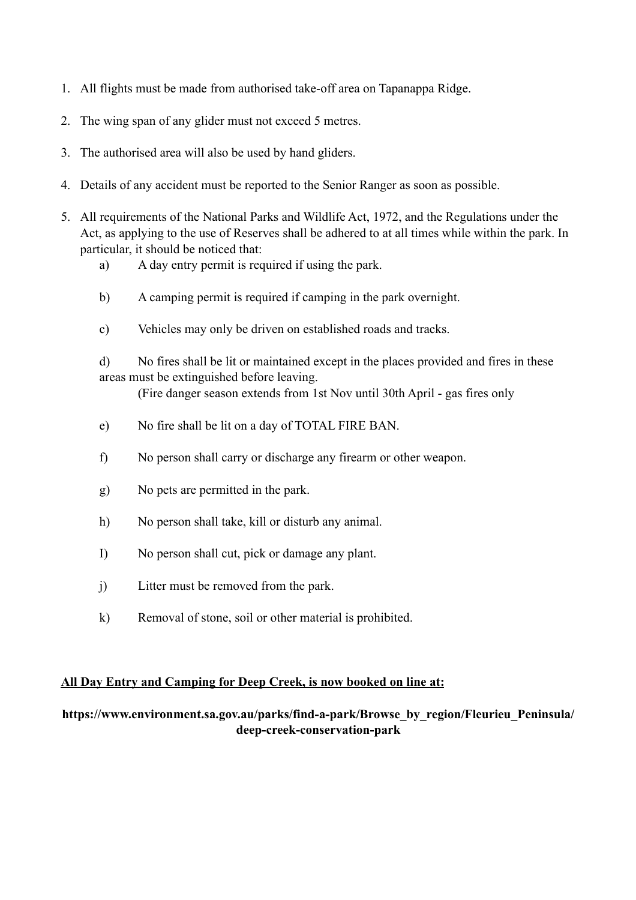1. All flights must be made from authorised take-off area on Tapanappa Ridge.

2. The wing span of any glider must not exceed 5 metres.

3. The authorised area will also be used by hand gliders.

4. Details of any accident must be reported to the Senior Ranger as soon as possible.

5. All requirements of the National Parks and Wildlife Act, 1972, and the Regulations under the Act, as applying to the use of Reserves shall be adhered to at all times while within the park. In particular, it should be noticed that:

   a) A day entry permit is required if using the park.

   b) A camping permit is required if camping in the park overnight.

   c) Vehicles may only be driven on established roads and tracks.

   d) No fires shall be lit or maintained except in the places provided and fires in these areas must be extinguished before leaving.
   (Fire danger season extends from 1st Nov until 30th April - gas fires only

   e) No fire shall be lit on a day of TOTAL FIRE BAN.

   f) No person shall carry or discharge any firearm or other weapon.

   g) No pets are permitted in the park.

   h) No person shall take, kill or disturb any animal.

   I) No person shall cut, pick or damage any plant.

   j) Litter must be removed from the park.

   k) Removal of stone, soil or other material is prohibited.

**<u>All Day Entry and Camping for Deep Creek, is now booked on line at:</u>**

**https://www.environment.sa.gov.au/parks/find-a-park/Browse_by_region/Fleurieu_Peninsula/deep-creek-conservation-park**